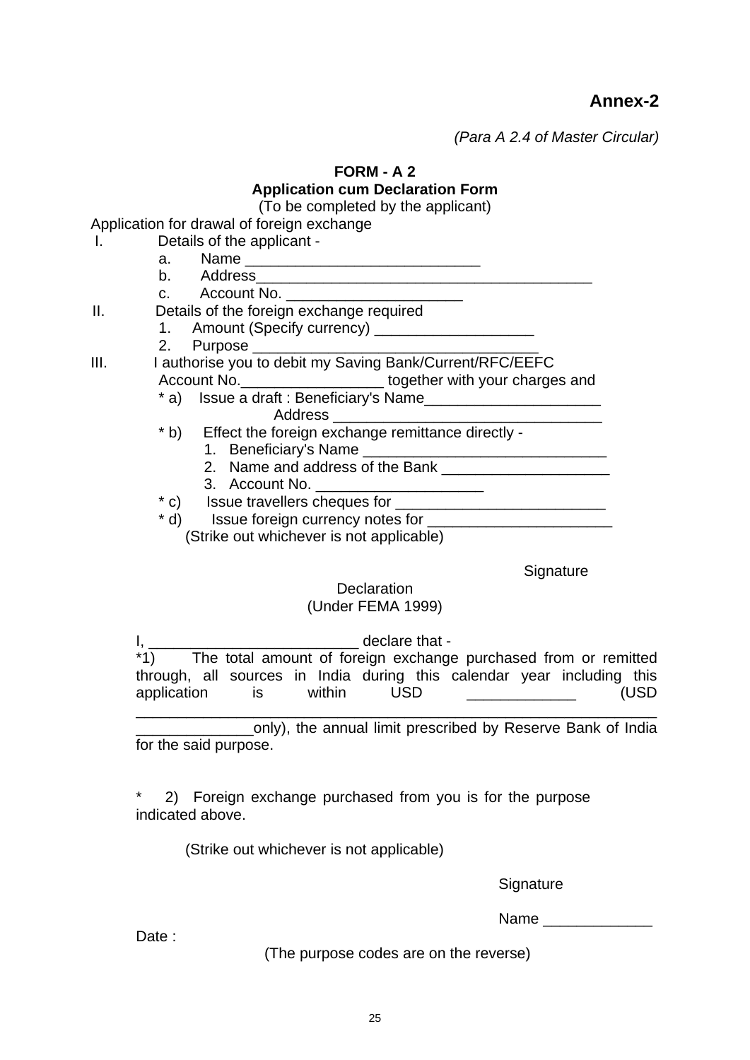**Annex-2**

*(Para A 2.4 of Master Circular)*

**FORM - A 2**
**Application cum Declaration Form**
(To be completed by the applicant)

Application for drawal of foreign exchange

I. Details of the applicant -
   a. Name ___________________________
   b. Address_______________________________________
   c. Account No. _____________________

II. Details of the foreign exchange required
   1. Amount (Specify currency) ___________________
   2. Purpose _________________________________

III. I authorise you to debit my Saving Bank/Current/RFC/EEFC Account No._________________ together with your charges and
   * a) Issue a draft : Beneficiary's Name_____________________
   Address ________________________________
   * b) Effect the foreign exchange remittance directly -
      1. Beneficiary's Name _____________________________
      2. Name and address of the Bank ____________________
      3. Account No. ____________________
   * c) Issue travellers cheques for _________________________
   * d) Issue foreign currency notes for ______________________
   (Strike out whichever is not applicable)

Signature

Declaration
(Under FEMA 1999)

I, _________________________ declare that -

*1) The total amount of foreign exchange purchased from or remitted through, all sources in India during this calendar year including this application is within USD ____________ (USD ____________________________________________________________ _____________only), the annual limit prescribed by Reserve Bank of India for the said purpose.

* 2) Foreign exchange purchased from you is for the purpose indicated above.

(Strike out whichever is not applicable)

Signature

Name _____________

Date :

(The purpose codes are on the reverse)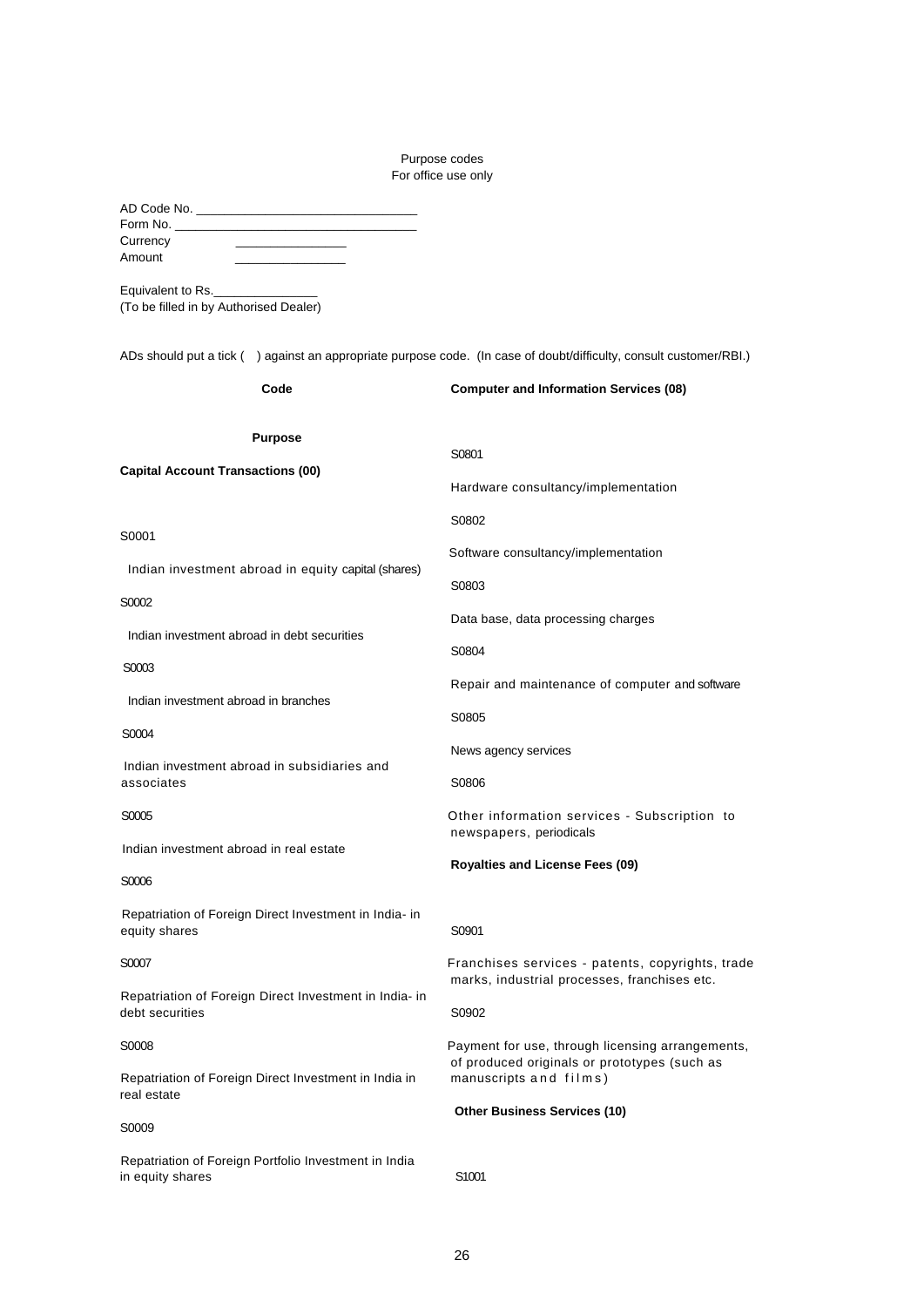Purpose codes
For office use only

AD Code No. ________________________________
Form No. ___________________________________
Currency ________________
Amount ________________

Equivalent to Rs._______________
(To be filled in by Authorised Dealer)

ADs should put a tick ( ) against an appropriate purpose code. (In case of doubt/difficulty, consult customer/RBI.)

| Code | Purpose |
|---|---|
| | **Capital Account Transactions (00)** |
| S0001 | Indian investment abroad in equity capital (shares) |
| S0002 | Indian investment abroad in debt securities |
| S0003 | Indian investment abroad in branches |
| S0004 | Indian investment abroad in subsidiaries and associates |
| S0005 | Indian investment abroad in real estate |
| S0006 | Repatriation of Foreign Direct Investment in India- in equity shares |
| S0007 | Repatriation of Foreign Direct Investment in India- in debt securities |
| S0008 | Repatriation of Foreign Direct Investment in India in real estate |
| S0009 | Repatriation of Foreign Portfolio Investment in India in equity shares |
| | **Computer and Information Services (08)** |
| S0801 | Hardware consultancy/implementation |
| S0802 | Software consultancy/implementation |
| S0803 | Data base, data processing charges |
| S0804 | Repair and maintenance of computer and software |
| S0805 | News agency services |
| S0806 | Other information services - Subscription to newspapers, periodicals |
| | **Royalties and License Fees (09)** |
| S0901 | Franchises services - patents, copyrights, trade marks, industrial processes, franchises etc. |
| S0902 | Payment for use, through licensing arrangements, of produced originals or prototypes (such as manuscripts and films) |
| | **Other Business Services (10)** |
| S1001 | |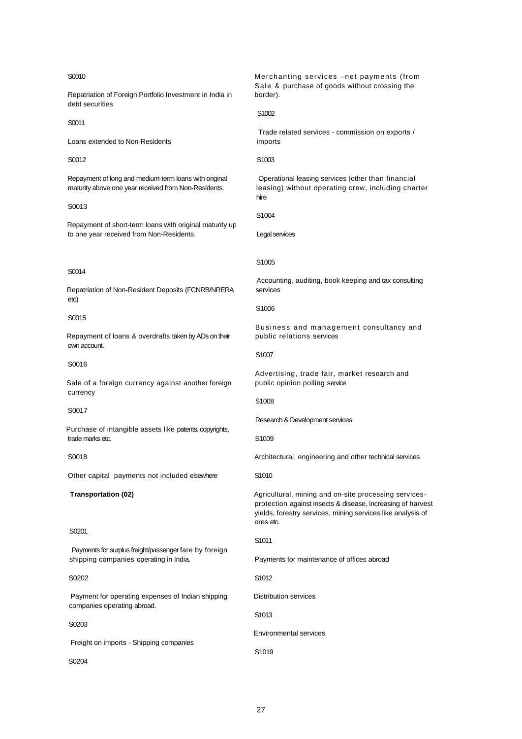S0010

Repatriation of Foreign Portfolio Investment in India in debt securities

S0011

Loans extended to Non-Residents

S0012

Repayment of long and medium-term loans with original maturity above one year received from Non-Residents.

S0013

Repayment of short-term loans with original maturity up to one year received from Non-Residents.

S0014

Repatriation of Non-Resident Deposits (FCNRB/NRERA etc)

S0015

Repayment of loans & overdrafts taken by ADs on their own account.

S0016

Sale of a foreign currency against another foreign currency

S0017

Purchase of intangible assets like patents, copyrights, trade marks etc.

S0018

Other capital payments not included elsewhere

**Transportation (02)**

S0201

Payments for surplus freight/passenger fare by foreign shipping companies operating in India.

S0202

Payment for operating expenses of Indian shipping companies operating abroad.

S0203

Freight on imports - Shipping companies

S0204

Merchanting services –net payments (from Sale & purchase of goods without crossing the border).

S1002

Trade related services - commission on exports / imports

S1003

Operational leasing services (other than financial leasing) without operating crew, including charter hire

S1004

Legal services

S1005

Accounting, auditing, book keeping and tax consulting services

S1006

Business and management consultancy and public relations services

S1007

Advertising, trade fair, market research and public opinion polling service

S1008

Research & Development services

S1009

Architectural, engineering and other technical services

S1010

Agricultural, mining and on-site processing services-protection against insects & disease, increasing of harvest yields, forestry services, mining services like analysis of ores etc.

S1011

Payments for maintenance of offices abroad

S1012

Distribution services

S1013

Environmental services

S1019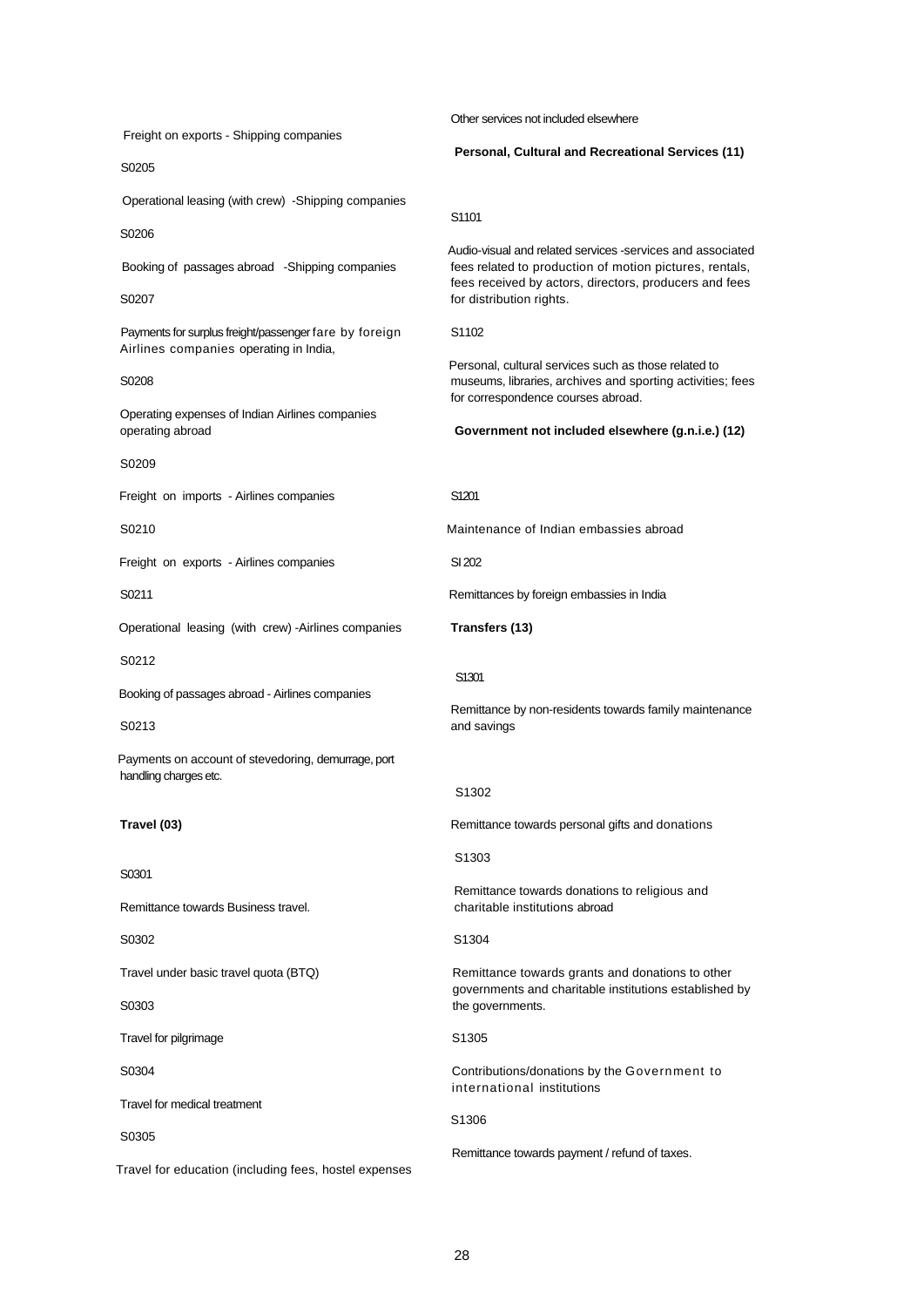Freight on exports - Shipping companies

S0205

Operational leasing (with crew) -Shipping companies

S0206

Booking of passages abroad -Shipping companies

S0207

Payments for surplus freight/passenger fare by foreign Airlines companies operating in India,

S0208

Operating expenses of Indian Airlines companies operating abroad

S0209

Freight on imports - Airlines companies

S0210

Freight on exports - Airlines companies

S0211

Operational leasing (with crew) -Airlines companies

S0212

Booking of passages abroad - Airlines companies

S0213

Payments on account of stevedoring, demurrage, port handling charges etc.

**Travel (03)**

S0301

Remittance towards Business travel.

S0302

Travel under basic travel quota (BTQ)

S0303

Travel for pilgrimage

S0304

Travel for medical treatment

S0305

Travel for education (including fees, hostel expenses

Other services not included elsewhere

**Personal, Cultural and Recreational Services (11)**

S1101

Audio-visual and related services -services and associated fees related to production of motion pictures, rentals, fees received by actors, directors, producers and fees for distribution rights.

S1102

Personal, cultural services such as those related to museums, libraries, archives and sporting activities; fees for correspondence courses abroad.

**Government not included elsewhere (g.n.i.e.) (12)**

S1201

Maintenance of Indian embassies abroad

SI 202

Remittances by foreign embassies in India

**Transfers (13)**

S1301

Remittance by non-residents towards family maintenance and savings

S1302

Remittance towards personal gifts and donations

S1303

Remittance towards donations to religious and charitable institutions abroad

S1304

Remittance towards grants and donations to other governments and charitable institutions established by the governments.

S1305

Contributions/donations by the Government to international institutions

S1306

Remittance towards payment / refund of taxes.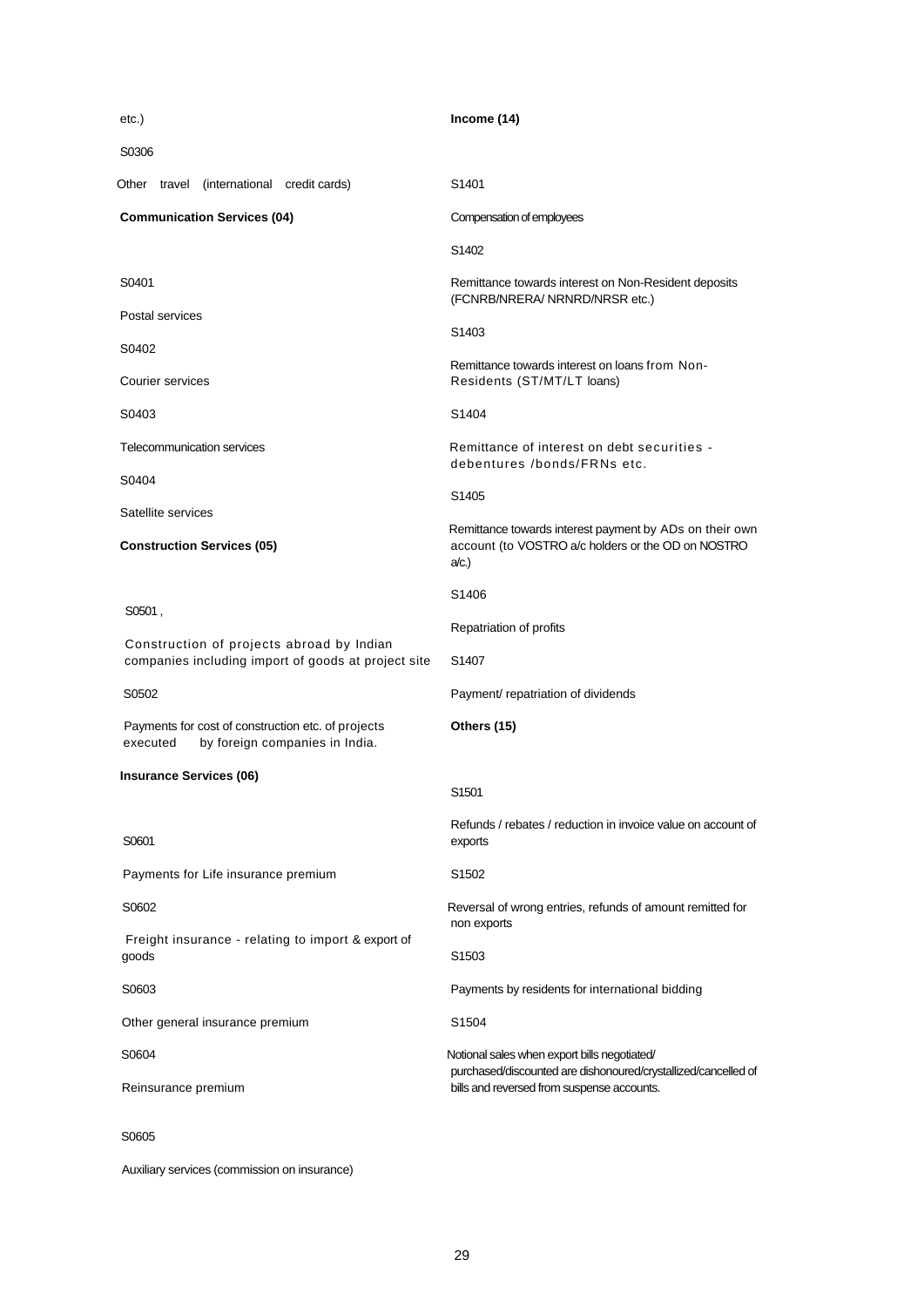etc.)

S0306

Other travel (international credit cards)

**Communication Services (04)**

S0401

Postal services

S0402

Courier services

S0403

Telecommunication services

S0404

Satellite services

**Construction Services (05)**

S0501 ,

Construction of projects abroad by Indian companies including import of goods at project site

S0502

Payments for cost of construction etc. of projects executed by foreign companies in India.

**Insurance Services (06)**

S0601

Payments for Life insurance premium

S0602

Freight insurance - relating to import & export of goods

S0603

Other general insurance premium

S0604

Reinsurance premium

S0605

Auxiliary services (commission on insurance)

**Income (14)**

S1401

Compensation of employees

S1402

Remittance towards interest on Non-Resident deposits (FCNRB/NRERA/ NRNRD/NRSR etc.)

S1403

Remittance towards interest on loans from Non-Residents (ST/MT/LT loans)

S1404

Remittance of interest on debt securities - debentures /bonds/FRNs etc.

S1405

Remittance towards interest payment by ADs on their own account (to VOSTRO a/c holders or the OD on NOSTRO a/c.)

S1406

Repatriation of profits

S1407

Payment/ repatriation of dividends

**Others (15)**

S1501

Refunds / rebates / reduction in invoice value on account of exports

S1502

Reversal of wrong entries, refunds of amount remitted for non exports

S1503

Payments by residents for international bidding

S1504

Notional sales when export bills negotiated/ purchased/discounted are dishonoured/crystallized/cancelled of bills and reversed from suspense accounts.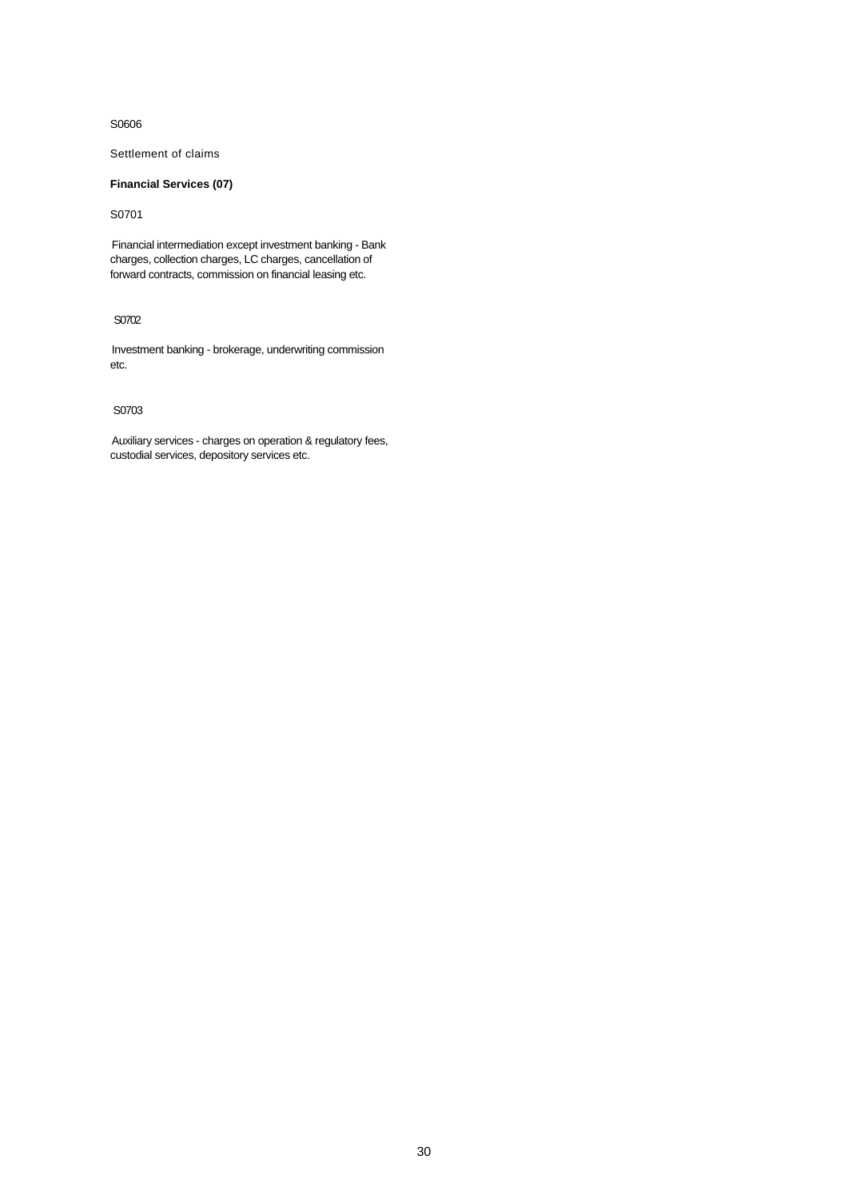S0606

Settlement of claims

**Financial Services (07)**

S0701

Financial intermediation except investment banking - Bank charges, collection charges, LC charges, cancellation of forward contracts, commission on financial leasing etc.

S0702

Investment banking - brokerage, underwriting commission etc.

S0703

Auxiliary services - charges on operation & regulatory fees, custodial services, depository services etc.